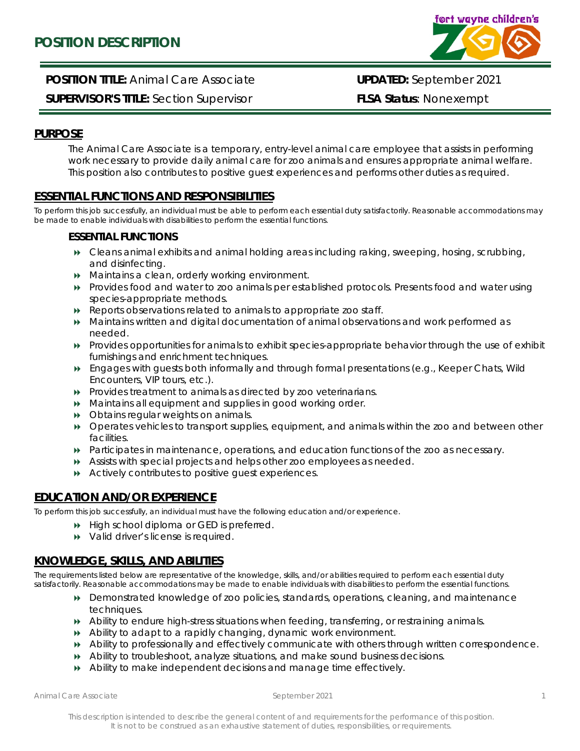# POSITION DESCRIPTION

**POSITION TITLE:** Animal Care Associate **UPDATED:** September 2021

**SUPERVISOR'S TITLE:** Section Supervisor **FLSA Status**: Nonexempt

## PURPOSE

The Animal Care Associate is a temporary, entry-level animal care employee that assists in performing work necessary to provide daily animal care for zoo animals and ensures appropriate animal welfare. This position also contributes to positive guest experiences and performs other duties as required.

## ESSENTIAL FUNCTIONS AND RESPONSIBILITIES

To perform this job successfully, an individual must be able to perform each essential duty satisfactorily. Reasonable accommodations may be made to enable individuals with disabilities to perform the essential functions.

### ESSENTIAL FUNCTIONS

- Cleans animal exhibits and animal holding areas including raking, sweeping, hosing, scrubbing, and disinfecting.
- Maintains a clean, orderly working environment.
- Provides food and water to zoo animals per established protocols. Presents food and water using species-appropriate methods.
- Reports observations related to animals to appropriate zoo staff.
- Maintains written and digital documentation of animal observations and work performed as needed.
- Provides opportunities for animals to exhibit species-appropriate behavior through the use of exhibit furnishings and enrichment techniques.
- Engages with guests both informally and through formal presentations (e.g., Keeper Chats, Wild Encounters, VIP tours, etc.).
- Provides treatment to animals as directed by zoo veterinarians.
- Maintains all equipment and supplies in good working order.
- Obtains regular weights on animals.
- Operates vehicles to transport supplies, equipment, and animals within the zoo and between other facilities.
- Participates in maintenance, operations, and education functions of the zoo as necessary.
- Assists with special projects and helps other zoo employees as needed.
- Actively contributes to positive guest experiences.

## EDUCATION AND/OR EXPERIENCE

To perform this job successfully, an individual must have the following education and/or experience.

- High school diploma or GED is preferred.
- Valid driver's license is required.

## KNOWLEDGE, SKILLS, AND ABILITIES

The requirements listed below are representative of the knowledge, skills, and/or abilities required to perform each essential duty satisfactorily. Reasonable accommodations may be made to enable individuals with disabilities to perform the essential functions.

- Demonstrated knowledge of zoo policies, standards, operations, cleaning, and maintenance techniques.
- Ability to endure high-stress situations when feeding, transferring, or restraining animals.
- Ability to adapt to a rapidly changing, dynamic work environment.
- Ability to professionally and effectively communicate with others through written correspondence.
- Ability to troubleshoot, analyze situations, and make sound business decisions.
- Ability to make independent decisions and manage time effectively.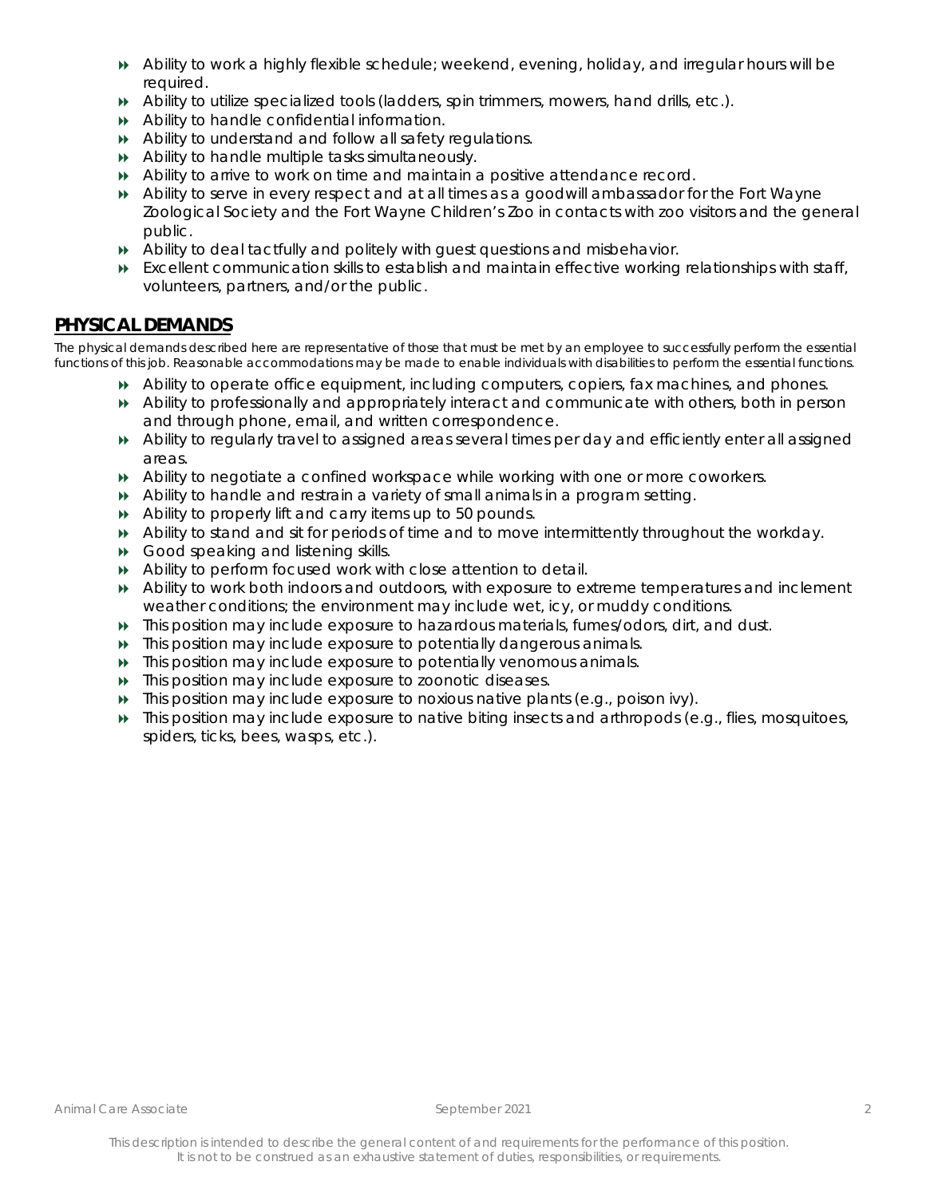- Ability to work a highly flexible schedule; weekend, evening, holiday, and irregular hours will be required.
- Ability to utilize specialized tools (ladders, spin trimmers, mowers, hand drills, etc.).
- Ability to handle confidential information.
- Ability to understand and follow all safety regulations.
- Ability to handle multiple tasks simultaneously.
- Ability to arrive to work on time and maintain a positive attendance record.
- Ability to serve in every respect and at all times as a goodwill ambassador for the Fort Wayne Zoological Society and the Fort Wayne Children's Zoo in contacts with zoo visitors and the general public.
- Ability to deal tactfully and politely with guest questions and misbehavior.
- Excellent communication skills to establish and maintain effective working relationships with staff, volunteers, partners, and/or the public.

## PHYSICAL DEMANDS

The physical demands described here are representative of those that must be met by an employee to successfully perform the essential functions of this job. Reasonable accommodations may be made to enable individuals with disabilities to perform the essential functions.

- Ability to operate office equipment, including computers, copiers, fax machines, and phones.
- Ability to professionally and appropriately interact and communicate with others, both in person and through phone, email, and written correspondence.
- Ability to regularly travel to assigned areas several times per day and efficiently enter all assigned areas.
- Ability to negotiate a confined workspace while working with one or more coworkers.
- Ability to handle and restrain a variety of small animals in a program setting.
- Ability to properly lift and carry items up to 50 pounds.
- Ability to stand and sit for periods of time and to move intermittently throughout the workday.
- Good speaking and listening skills.
- Ability to perform focused work with close attention to detail.
- Ability to work both indoors and outdoors, with exposure to extreme temperatures and inclement weather conditions; the environment may include wet, icy, or muddy conditions.
- This position may include exposure to hazardous materials, fumes/odors, dirt, and dust.
- This position may include exposure to potentially dangerous animals.
- This position may include exposure to potentially venomous animals.
- This position may include exposure to zoonotic diseases.
- This position may include exposure to noxious native plants (e.g., poison ivy).
- This position may include exposure to native biting insects and arthropods (e.g., flies, mosquitoes, spiders, ticks, bees, wasps, etc.).

This description is intended to describe the general content of and requirements for the performance of this position. It is not to be construed as an exhaustive statement of duties, responsibilities, or requirements.